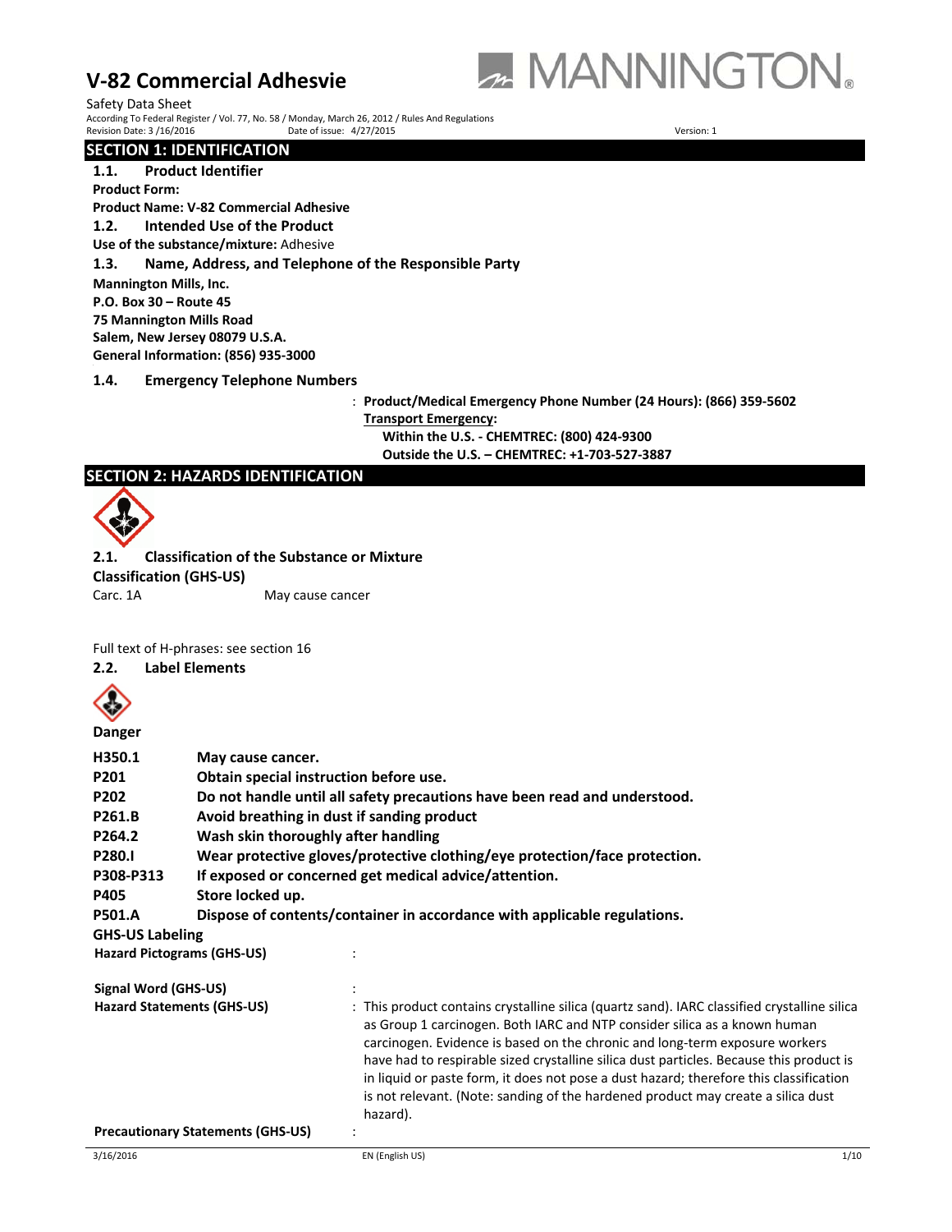# V-82 Commercial Adhesvie

Safety Data Sheet

According To Federal Register / Vol. 77, No. 58 / Monday, March 26, 2012 / Rules And Regulations

Revision Date: 3 /16/2016 Date of issue: 4/27/2015 Version: 1

## SECTION 1: IDENTIFICATION

### 1.1. Product Identifier

**Product Form:**

**Product Name: V-82 Commercial Adhesive**

### 1.2. Intended Use of the Product

**Use of the substance/mixture:** Adhesive

### 1.3. Name, Address, and Telephone of the Responsible Party

**Mannington Mills, Inc.**
**P.O. Box 30 – Route 45**
**75 Mannington Mills Road**
**Salem, New Jersey 08079 U.S.A.**
**General Information: (856) 935-3000**

### 1.4. Emergency Telephone Numbers

: **Product/Medical Emergency Phone Number (24 Hours): (866) 359-5602**

**Transport Emergency:**

**Within the U.S. - CHEMTREC: (800) 424-9300**

**Outside the U.S. – CHEMTREC: +1-703-527-3887**

## SECTION 2: HAZARDS IDENTIFICATION

### 2.1. Classification of the Substance or Mixture

**Classification (GHS-US)**

Carc. 1A May cause cancer

Full text of H-phrases: see section 16

### 2.2. Label Elements

**Danger**

| | |
|---|---|
| **H350.1** | **May cause cancer.** |
| **P201** | **Obtain special instruction before use.** |
| **P202** | **Do not handle until all safety precautions have been read and understood.** |
| **P261.B** | **Avoid breathing in dust if sanding product** |
| **P264.2** | **Wash skin thoroughly after handling** |
| **P280.I** | **Wear protective gloves/protective clothing/eye protection/face protection.** |
| **P308-P313** | **If exposed or concerned get medical advice/attention.** |
| **P405** | **Store locked up.** |
| **P501.A** | **Dispose of contents/container in accordance with applicable regulations.** |

**GHS-US Labeling**

**Hazard Pictograms (GHS-US)** :

**Signal Word (GHS-US)** :

**Hazard Statements (GHS-US)** : This product contains crystalline silica (quartz sand). IARC classified crystalline silica as Group 1 carcinogen. Both IARC and NTP consider silica as a known human carcinogen. Evidence is based on the chronic and long-term exposure workers have had to respirable sized crystalline silica dust particles. Because this product is in liquid or paste form, it does not pose a dust hazard; therefore this classification is not relevant. (Note: sanding of the hardened product may create a silica dust hazard).

**Precautionary Statements (GHS-US)** :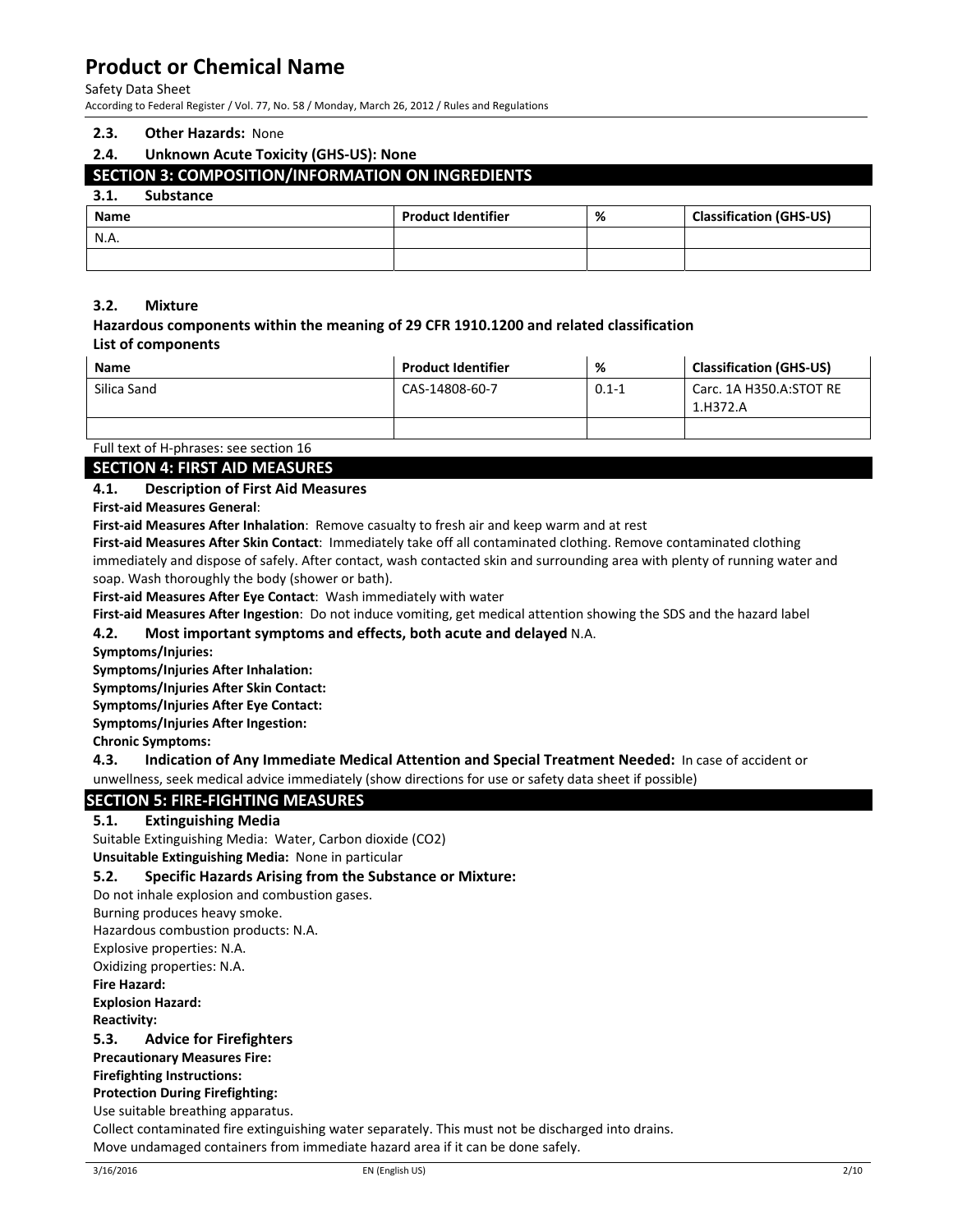### 2.3. Other Hazards: None

### 2.4. Unknown Acute Toxicity (GHS-US): None

## SECTION 3: COMPOSITION/INFORMATION ON INGREDIENTS

### 3.1. Substance

| Name | Product Identifier | % | Classification (GHS-US) |
|---|---|---|---|
| N.A. | | | |
| | | | |

### 3.2. Mixture

**Hazardous components within the meaning of 29 CFR 1910.1200 and related classification**

**List of components**

| Name | Product Identifier | % | Classification (GHS-US) |
|---|---|---|---|
| Silica Sand | CAS-14808-60-7 | 0.1-1 | Carc. 1A H350.A:STOT RE 1.H372.A |
| | | | |

Full text of H-phrases: see section 16

## SECTION 4: FIRST AID MEASURES

### 4.1. Description of First Aid Measures

**First-aid Measures General**:

**First-aid Measures After Inhalation**: Remove casualty to fresh air and keep warm and at rest

**First-aid Measures After Skin Contact**: Immediately take off all contaminated clothing. Remove contaminated clothing immediately and dispose of safely. After contact, wash contacted skin and surrounding area with plenty of running water and soap. Wash thoroughly the body (shower or bath).

**First-aid Measures After Eye Contact**: Wash immediately with water

**First-aid Measures After Ingestion**: Do not induce vomiting, get medical attention showing the SDS and the hazard label

### 4.2. Most important symptoms and effects, both acute and delayed N.A.

**Symptoms/Injuries:**

**Symptoms/Injuries After Inhalation:**

**Symptoms/Injuries After Skin Contact:**

**Symptoms/Injuries After Eye Contact:**

**Symptoms/Injuries After Ingestion:**

**Chronic Symptoms:**

### 4.3. Indication of Any Immediate Medical Attention and Special Treatment Needed: In case of accident or unwellness, seek medical advice immediately (show directions for use or safety data sheet if possible)

## SECTION 5: FIRE-FIGHTING MEASURES

### 5.1. Extinguishing Media

Suitable Extinguishing Media: Water, Carbon dioxide ($CO_2$)

**Unsuitable Extinguishing Media:** None in particular

### 5.2. Specific Hazards Arising from the Substance or Mixture:

Do not inhale explosion and combustion gases.

Burning produces heavy smoke.

Hazardous combustion products: N.A.

Explosive properties: N.A.

Oxidizing properties: N.A.

**Fire Hazard:**

**Explosion Hazard:**

**Reactivity:**

### 5.3. Advice for Firefighters

**Precautionary Measures Fire:**

**Firefighting Instructions:**

**Protection During Firefighting:**

Use suitable breathing apparatus.

Collect contaminated fire extinguishing water separately. This must not be discharged into drains.

Move undamaged containers from immediate hazard area if it can be done safely.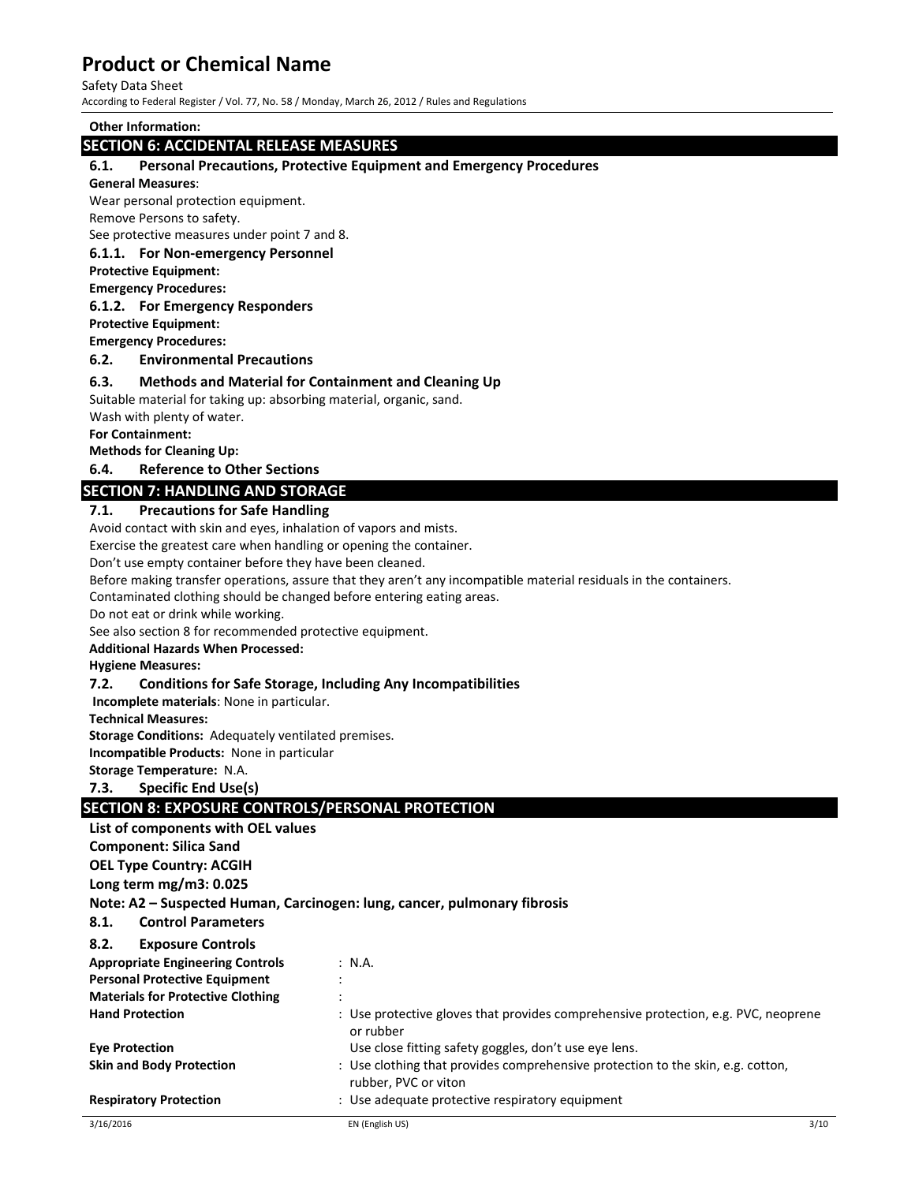**Other Information:**

## SECTION 6: ACCIDENTAL RELEASE MEASURES

### 6.1. Personal Precautions, Protective Equipment and Emergency Procedures

**General Measures**:

Wear personal protection equipment.

Remove Persons to safety.

See protective measures under point 7 and 8.

#### 6.1.1. For Non-emergency Personnel

**Protective Equipment:**

**Emergency Procedures:**

#### 6.1.2. For Emergency Responders

**Protective Equipment:**

**Emergency Procedures:**

### 6.2. Environmental Precautions

### 6.3. Methods and Material for Containment and Cleaning Up

Suitable material for taking up: absorbing material, organic, sand.

Wash with plenty of water.

**For Containment:**

**Methods for Cleaning Up:**

### 6.4. Reference to Other Sections

## SECTION 7: HANDLING AND STORAGE

### 7.1. Precautions for Safe Handling

Avoid contact with skin and eyes, inhalation of vapors and mists.

Exercise the greatest care when handling or opening the container.

Don't use empty container before they have been cleaned.

Before making transfer operations, assure that they aren't any incompatible material residuals in the containers.

Contaminated clothing should be changed before entering eating areas.

Do not eat or drink while working.

See also section 8 for recommended protective equipment.

**Additional Hazards When Processed:**

**Hygiene Measures:**

### 7.2. Conditions for Safe Storage, Including Any Incompatibilities

**Incomplete materials**: None in particular.

**Technical Measures:**

**Storage Conditions:** Adequately ventilated premises.

**Incompatible Products:** None in particular

**Storage Temperature:** N.A.

### 7.3. Specific End Use(s)

## SECTION 8: EXPOSURE CONTROLS/PERSONAL PROTECTION

**List of components with OEL values**

**Component: Silica Sand**

**OEL Type Country: ACGIH**

**Long term mg/m3: 0.025**

**Note: A2 – Suspected Human, Carcinogen: lung, cancer, pulmonary fibrosis**

### 8.1. Control Parameters

### 8.2. Exposure Controls

| | |
|---|---|
| **Appropriate Engineering Controls** | : N.A. |
| **Personal Protective Equipment** | : |
| **Materials for Protective Clothing** | : |
| **Hand Protection** | : Use protective gloves that provides comprehensive protection, e.g. PVC, neoprene or rubber |
| **Eye Protection** | Use close fitting safety goggles, don't use eye lens. |
| **Skin and Body Protection** | : Use clothing that provides comprehensive protection to the skin, e.g. cotton, rubber, PVC or viton |
| **Respiratory Protection** | : Use adequate protective respiratory equipment |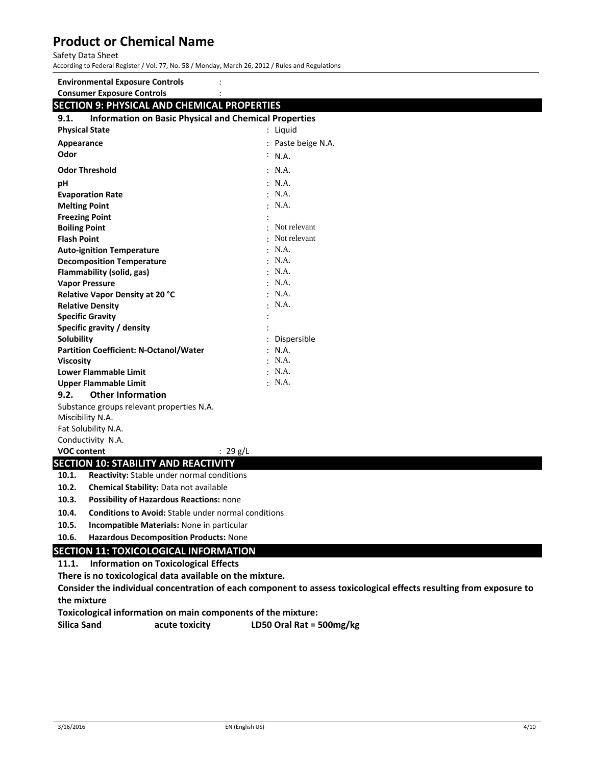**Environmental Exposure Controls** :

**Consumer Exposure Controls** :

## SECTION 9: PHYSICAL AND CHEMICAL PROPERTIES

### 9.1. Information on Basic Physical and Chemical Properties

| Property | Value |
|---|---|
| **Physical State** | : Liquid |
| **Appearance** | : Paste beige N.A. |
| **Odor** | : N.A. |
| **Odor Threshold** | : N.A. |
| **pH** | : N.A. |
| **Evaporation Rate** | : N.A. |
| **Melting Point** | : N.A. |
| **Freezing Point** | : |
| **Boiling Point** | : Not relevant |
| **Flash Point** | : Not relevant |
| **Auto-ignition Temperature** | : N.A. |
| **Decomposition Temperature** | : N.A. |
| **Flammability (solid, gas)** | : N.A. |
| **Vapor Pressure** | : N.A. |
| **Relative Vapor Density at 20 °C** | : N.A. |
| **Relative Density** | : N.A. |
| **Specific Gravity** | : |
| **Specific gravity / density** | : |
| **Solubility** | : Dispersible |
| **Partition Coefficient: N-Octanol/Water** | : N.A. |
| **Viscosity** | : N.A. |
| **Lower Flammable Limit** | : N.A. |
| **Upper Flammable Limit** | : N.A. |

### 9.2. Other Information

Substance groups relevant properties N.A.

Miscibility N.A.

Fat Solubility N.A.

Conductivity N.A.

**VOC content** : 29 g/L

## SECTION 10: STABILITY AND REACTIVITY

**10.1. Reactivity:** Stable under normal conditions

**10.2. Chemical Stability:** Data not available

**10.3. Possibility of Hazardous Reactions:** none

**10.4. Conditions to Avoid:** Stable under normal conditions

**10.5. Incompatible Materials:** None in particular

**10.6. Hazardous Decomposition Products:** None

## SECTION 11: TOXICOLOGICAL INFORMATION

### 11.1. Information on Toxicological Effects

**There is no toxicological data available on the mixture.**

**Consider the individual concentration of each component to assess toxicological effects resulting from exposure to the mixture**

**Toxicological information on main components of the mixture:**

| | | |
|---|---|---|
| **Silica Sand** | **acute toxicity** | **LD50 Oral Rat = 500mg/kg** |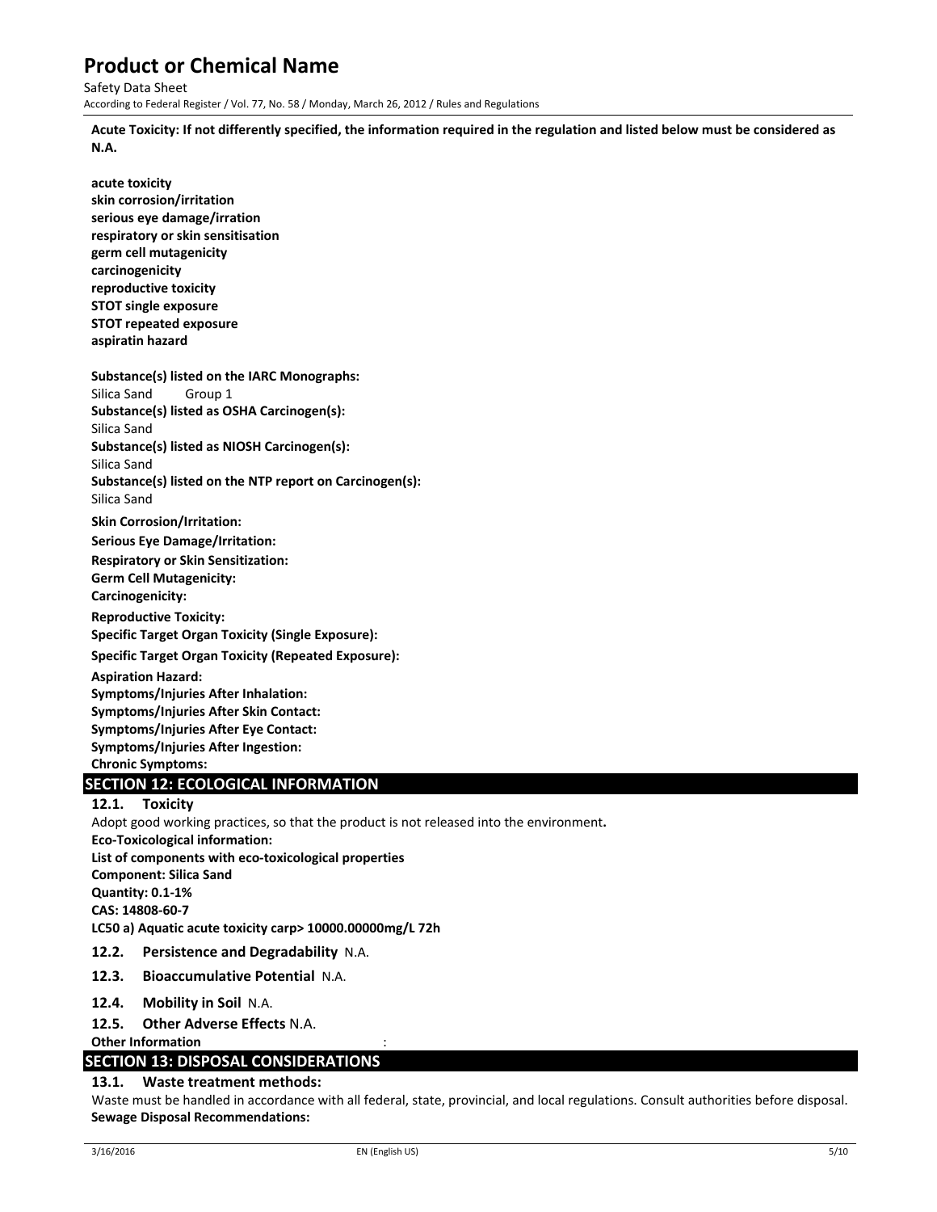**Acute Toxicity: If not differently specified, the information required in the regulation and listed below must be considered as N.A.**

**acute toxicity**
**skin corrosion/irritation**
**serious eye damage/irration**
**respiratory or skin sensitisation**
**germ cell mutagenicity**
**carcinogenicity**
**reproductive toxicity**
**STOT single exposure**
**STOT repeated exposure**
**aspiratin hazard**

**Substance(s) listed on the IARC Monographs:**
Silica Sand Group 1
**Substance(s) listed as OSHA Carcinogen(s):**
Silica Sand
**Substance(s) listed as NIOSH Carcinogen(s):**
Silica Sand
**Substance(s) listed on the NTP report on Carcinogen(s):**
Silica Sand

**Skin Corrosion/Irritation:**
**Serious Eye Damage/Irritation:**
**Respiratory or Skin Sensitization:**
**Germ Cell Mutagenicity:**
**Carcinogenicity:**
**Reproductive Toxicity:**
**Specific Target Organ Toxicity (Single Exposure):**
**Specific Target Organ Toxicity (Repeated Exposure):**
**Aspiration Hazard:**
**Symptoms/Injuries After Inhalation:**
**Symptoms/Injuries After Skin Contact:**
**Symptoms/Injuries After Eye Contact:**
**Symptoms/Injuries After Ingestion:**
**Chronic Symptoms:**

## SECTION 12: ECOLOGICAL INFORMATION

### 12.1. Toxicity

Adopt good working practices, so that the product is not released into the environment**.**
**Eco-Toxicological information:**
**List of components with eco-toxicological properties**
**Component: Silica Sand**
**Quantity: 0.1-1%**
**CAS: 14808-60-7**
**LC50 a) Aquatic acute toxicity carp> 10000.00000mg/L 72h**

### 12.2. Persistence and Degradability N.A.

### 12.3. Bioaccumulative Potential N.A.

### 12.4. Mobility in Soil N.A.

### 12.5. Other Adverse Effects N.A.

**Other Information** :

## SECTION 13: DISPOSAL CONSIDERATIONS

### 13.1. Waste treatment methods:

Waste must be handled in accordance with all federal, state, provincial, and local regulations. Consult authorities before disposal.
**Sewage Disposal Recommendations:**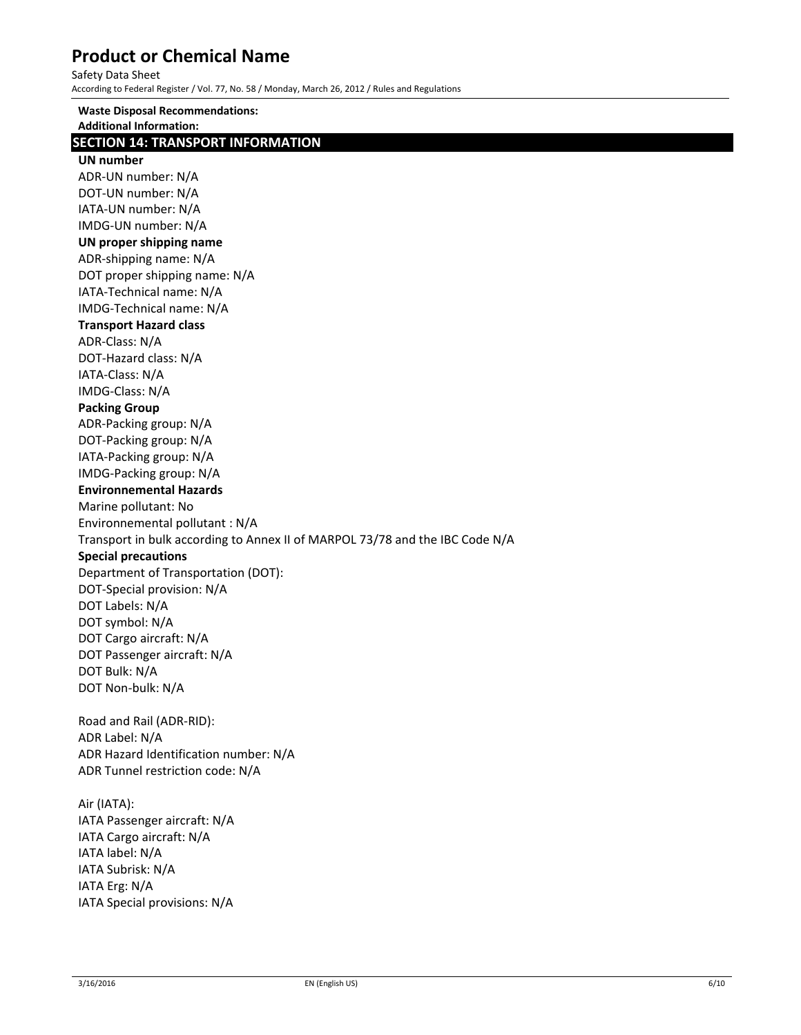**Waste Disposal Recommendations:**

**Additional Information:**

## SECTION 14: TRANSPORT INFORMATION

**UN number**

ADR-UN number: N/A
DOT-UN number: N/A
IATA-UN number: N/A
IMDG-UN number: N/A

**UN proper shipping name**

ADR-shipping name: N/A
DOT proper shipping name: N/A
IATA-Technical name: N/A
IMDG-Technical name: N/A

**Transport Hazard class**

ADR-Class: N/A
DOT-Hazard class: N/A
IATA-Class: N/A
IMDG-Class: N/A

**Packing Group**

ADR-Packing group: N/A
DOT-Packing group: N/A
IATA-Packing group: N/A
IMDG-Packing group: N/A

**Environnemental Hazards**

Marine pollutant: No
Environnemental pollutant : N/A
Transport in bulk according to Annex II of MARPOL 73/78 and the IBC Code N/A

**Special precautions**

Department of Transportation (DOT):
DOT-Special provision: N/A
DOT Labels: N/A
DOT symbol: N/A
DOT Cargo aircraft: N/A
DOT Passenger aircraft: N/A
DOT Bulk: N/A
DOT Non-bulk: N/A

Road and Rail (ADR-RID):
ADR Label: N/A
ADR Hazard Identification number: N/A
ADR Tunnel restriction code: N/A

Air (IATA):
IATA Passenger aircraft: N/A
IATA Cargo aircraft: N/A
IATA label: N/A
IATA Subrisk: N/A
IATA Erg: N/A
IATA Special provisions: N/A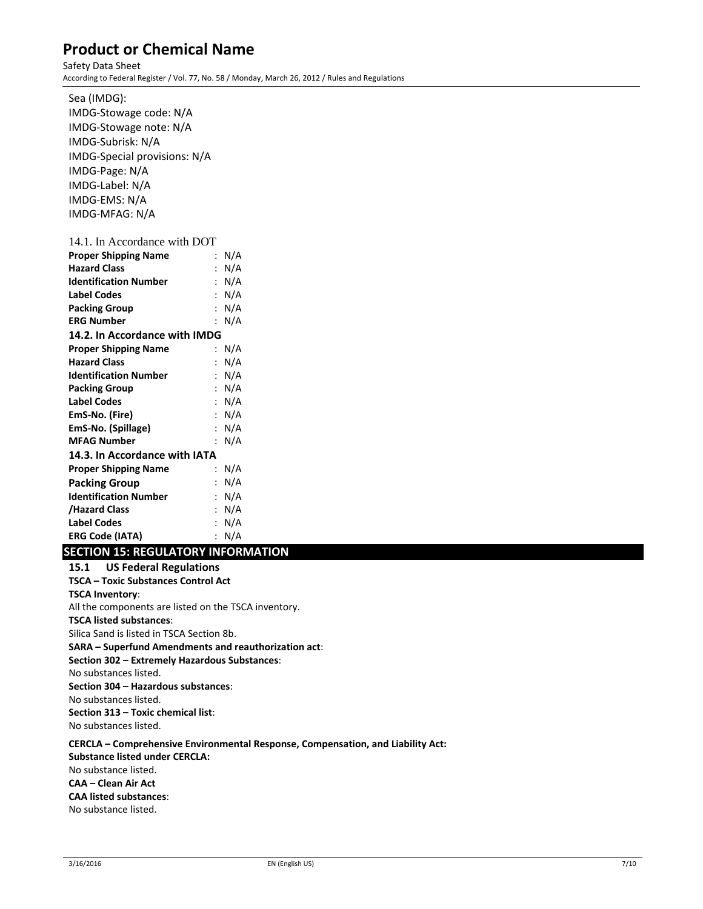Sea (IMDG):
IMDG-Stowage code: N/A
IMDG-Stowage note: N/A
IMDG-Subrisk: N/A
IMDG-Special provisions: N/A
IMDG-Page: N/A
IMDG-Label: N/A
IMDG-EMS: N/A
IMDG-MFAG: N/A

### 14.1. In Accordance with DOT

| | |
|---|---|
| **Proper Shipping Name** | : N/A |
| **Hazard Class** | : N/A |
| **Identification Number** | : N/A |
| **Label Codes** | : N/A |
| **Packing Group** | : N/A |
| **ERG Number** | : N/A |

### 14.2. In Accordance with IMDG

| | |
|---|---|
| **Proper Shipping Name** | : N/A |
| **Hazard Class** | : N/A |
| **Identification Number** | : N/A |
| **Packing Group** | : N/A |
| **Label Codes** | : N/A |
| **EmS-No. (Fire)** | : N/A |
| **EmS-No. (Spillage)** | : N/A |
| **MFAG Number** | : N/A |

### 14.3. In Accordance with IATA

| | |
|---|---|
| **Proper Shipping Name** | : N/A |
| **Packing Group** | : N/A |
| **Identification Number** | : N/A |
| **/Hazard Class** | : N/A |
| **Label Codes** | : N/A |
| **ERG Code (IATA)** | : N/A |

## SECTION 15: REGULATORY INFORMATION

### 15.1 US Federal Regulations

**TSCA – Toxic Substances Control Act**

**TSCA Inventory**:

All the components are listed on the TSCA inventory.

**TSCA listed substances**:

Silica Sand is listed in TSCA Section 8b.

**SARA – Superfund Amendments and reauthorization act**:

**Section 302 – Extremely Hazardous Substances**:

No substances listed.

**Section 304 – Hazardous substances**:

No substances listed.

**Section 313 – Toxic chemical list**:

No substances listed.

**CERCLA – Comprehensive Environmental Response, Compensation, and Liability Act:**

**Substance listed under CERCLA:**

No substance listed.

**CAA – Clean Air Act**

**CAA listed substances**:

No substance listed.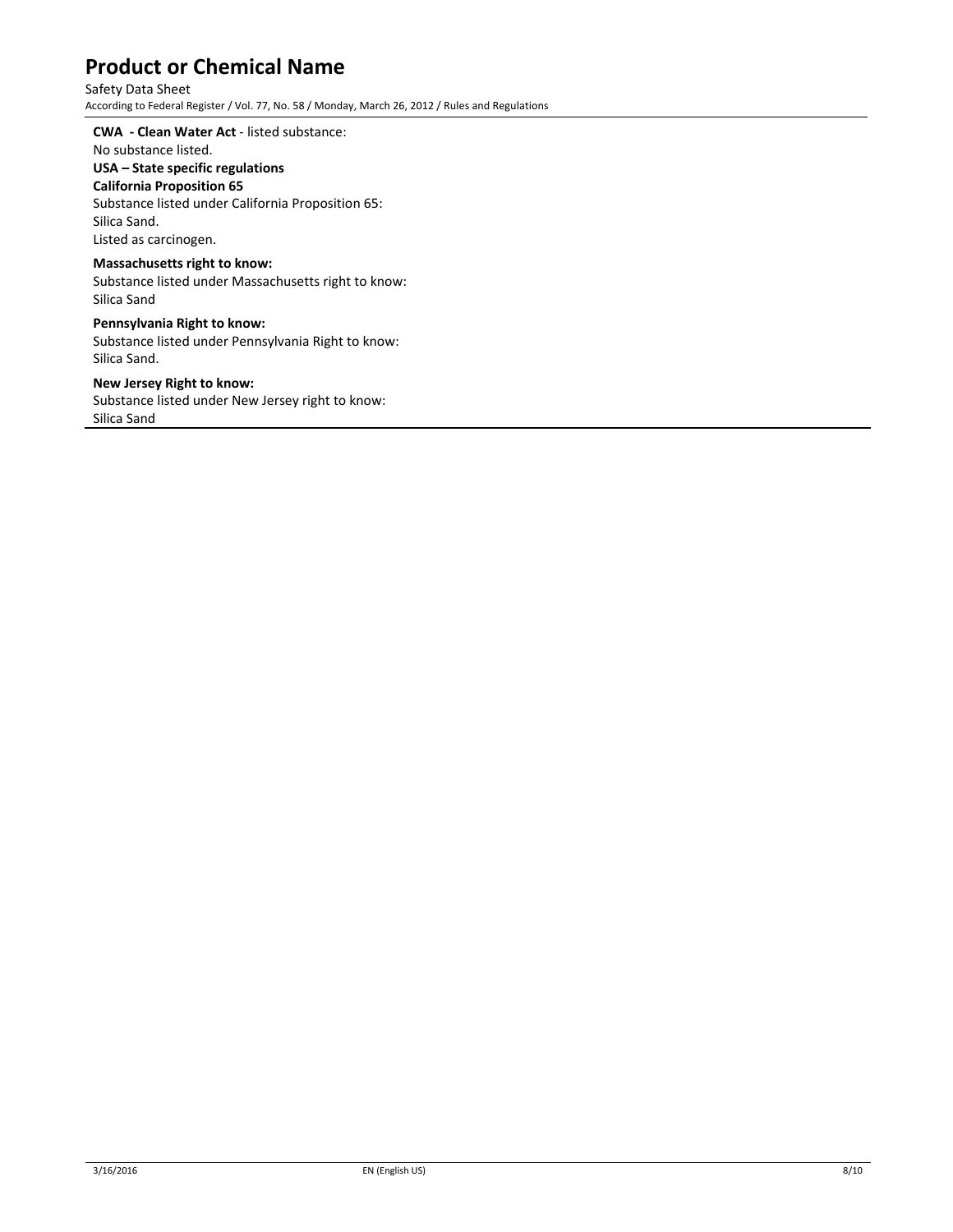**CWA - Clean Water Act** - listed substance:

No substance listed.

**USA – State specific regulations**

**California Proposition 65**

Substance listed under California Proposition 65:

Silica Sand.

Listed as carcinogen.

**Massachusetts right to know:**

Substance listed under Massachusetts right to know:

Silica Sand

**Pennsylvania Right to know:**

Substance listed under Pennsylvania Right to know:

Silica Sand.

**New Jersey Right to know:**

Substance listed under New Jersey right to know:

Silica Sand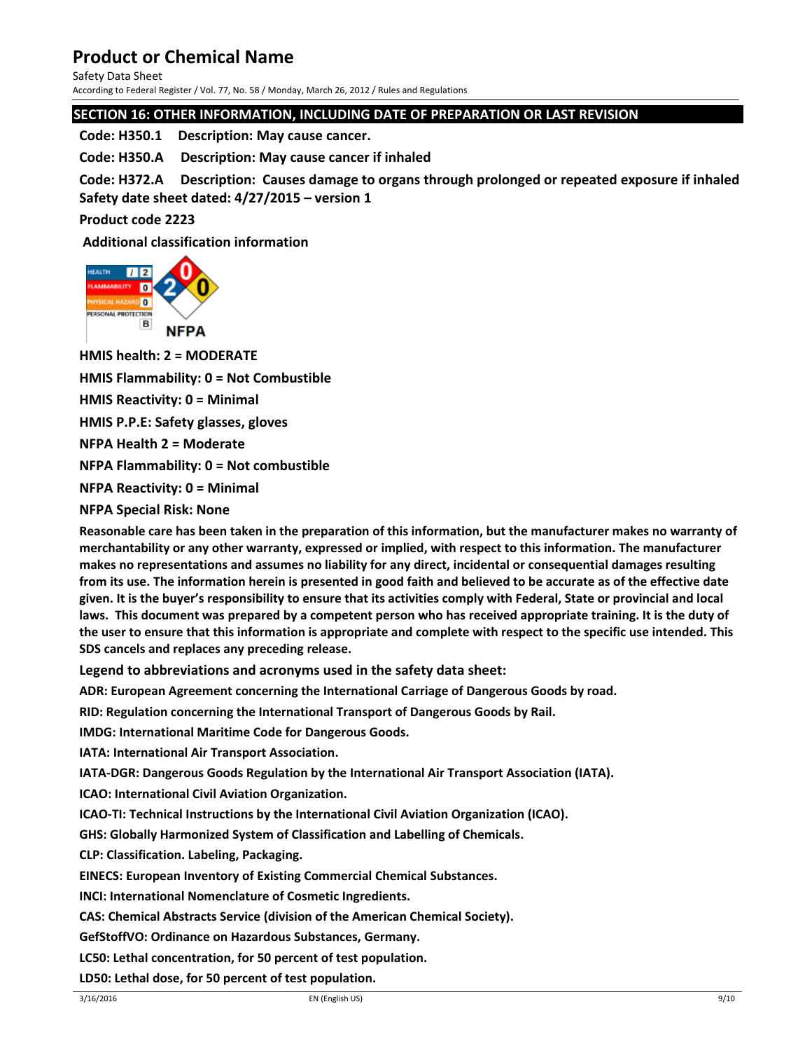## SECTION 16: OTHER INFORMATION, INCLUDING DATE OF PREPARATION OR LAST REVISION

**Code: H350.1 Description: May cause cancer.**

**Code: H350.A Description: May cause cancer if inhaled**

**Code: H372.A Description: Causes damage to organs through prolonged or repeated exposure if inhaled**
**Safety date sheet dated: 4/27/2015 – version 1**

**Product code 2223**

**Additional classification information**

**HMIS health: 2 = MODERATE**

**HMIS Flammability: 0 = Not Combustible**

**HMIS Reactivity: 0 = Minimal**

**HMIS P.P.E: Safety glasses, gloves**

**NFPA Health 2 = Moderate**

**NFPA Flammability: 0 = Not combustible**

**NFPA Reactivity: 0 = Minimal**

**NFPA Special Risk: None**

**Reasonable care has been taken in the preparation of this information, but the manufacturer makes no warranty of merchantability or any other warranty, expressed or implied, with respect to this information. The manufacturer makes no representations and assumes no liability for any direct, incidental or consequential damages resulting from its use. The information herein is presented in good faith and believed to be accurate as of the effective date given. It is the buyer's responsibility to ensure that its activities comply with Federal, State or provincial and local laws. This document was prepared by a competent person who has received appropriate training. It is the duty of the user to ensure that this information is appropriate and complete with respect to the specific use intended. This SDS cancels and replaces any preceding release.**

**Legend to abbreviations and acronyms used in the safety data sheet:**

**ADR: European Agreement concerning the International Carriage of Dangerous Goods by road.**

**RID: Regulation concerning the International Transport of Dangerous Goods by Rail.**

**IMDG: International Maritime Code for Dangerous Goods.**

**IATA: International Air Transport Association.**

**IATA-DGR: Dangerous Goods Regulation by the International Air Transport Association (IATA).**

**ICAO: International Civil Aviation Organization.**

**ICAO-TI: Technical Instructions by the International Civil Aviation Organization (ICAO).**

**GHS: Globally Harmonized System of Classification and Labelling of Chemicals.**

**CLP: Classification. Labeling, Packaging.**

**EINECS: European Inventory of Existing Commercial Chemical Substances.**

**INCI: International Nomenclature of Cosmetic Ingredients.**

**CAS: Chemical Abstracts Service (division of the American Chemical Society).**

**GefStoffVO: Ordinance on Hazardous Substances, Germany.**

**LC50: Lethal concentration, for 50 percent of test population.**

**LD50: Lethal dose, for 50 percent of test population.**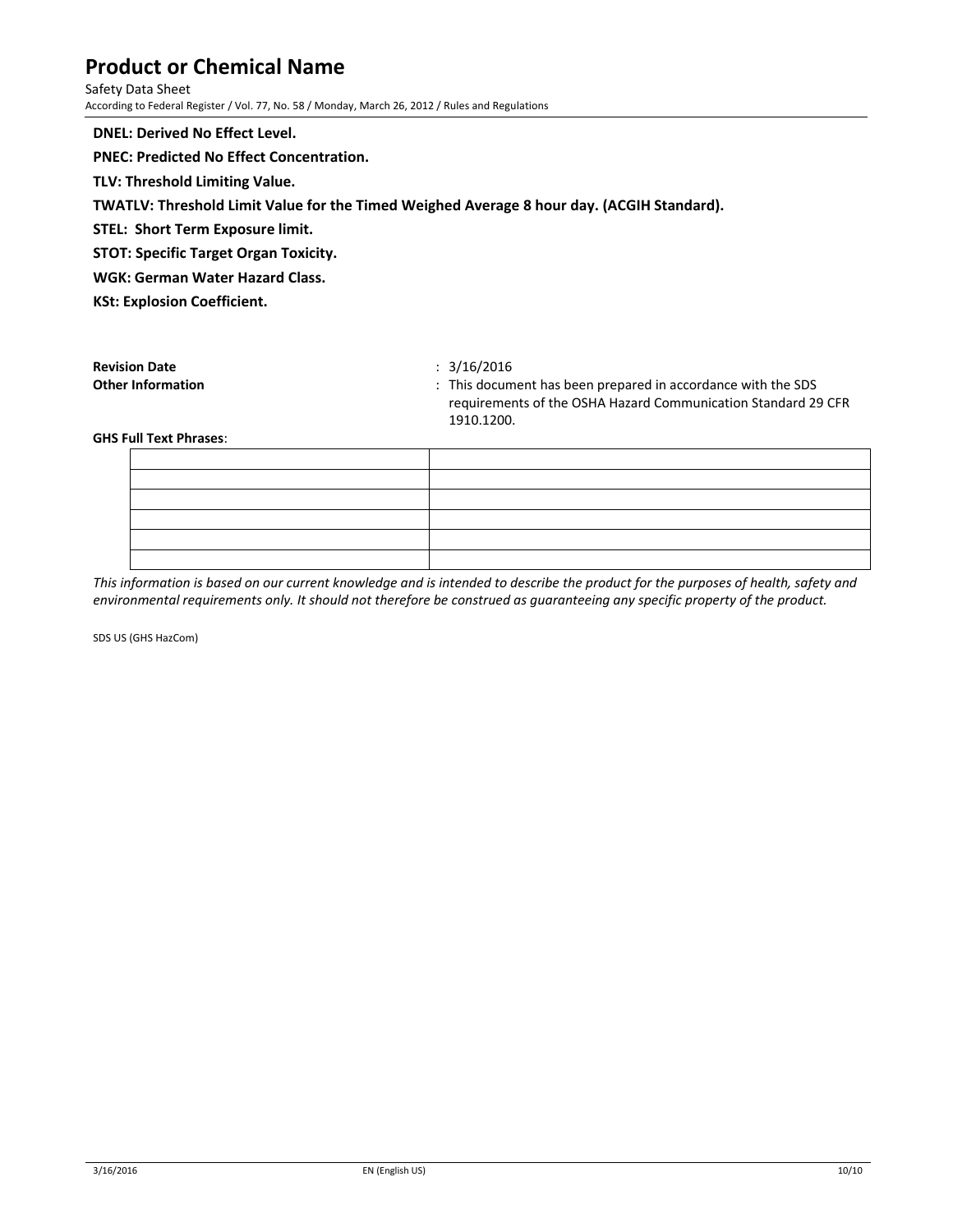**DNEL: Derived No Effect Level.**

**PNEC: Predicted No Effect Concentration.**

**TLV: Threshold Limiting Value.**

**TWATLV: Threshold Limit Value for the Timed Weighed Average 8 hour day. (ACGIH Standard).**

**STEL: Short Term Exposure limit.**

**STOT: Specific Target Organ Toxicity.**

**WGK: German Water Hazard Class.**

**KSt: Explosion Coefficient.**

**Revision Date** : 3/16/2016

**Other Information** : This document has been prepared in accordance with the SDS requirements of the OSHA Hazard Communication Standard 29 CFR 1910.1200.

**GHS Full Text Phrases**:

| | |
|---|---|
| | |
| | |
| | |
| | |
| | |
| | |

*This information is based on our current knowledge and is intended to describe the product for the purposes of health, safety and environmental requirements only. It should not therefore be construed as guaranteeing any specific property of the product.*

SDS US (GHS HazCom)